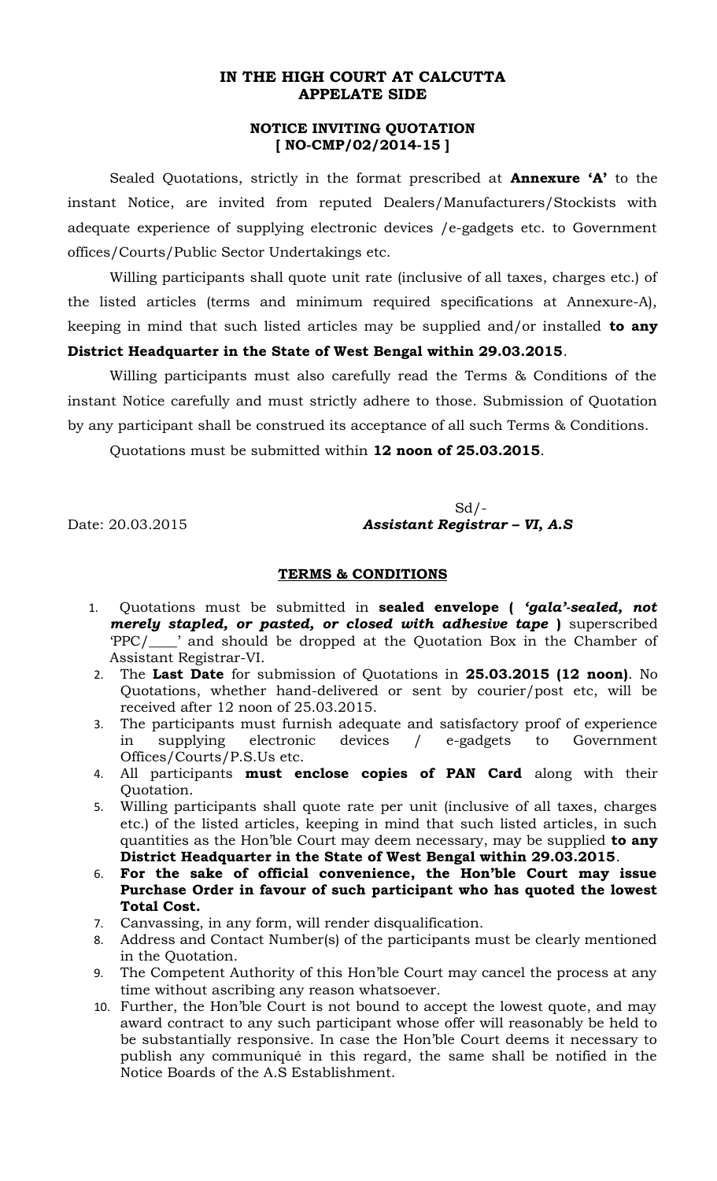**IN THE HIGH COURT AT CALCUTTA**
**APPELATE SIDE**

**NOTICE INVITING QUOTATION**
**[ NO-CMP/02/2014-15 ]**

Sealed Quotations, strictly in the format prescribed at **Annexure 'A'** to the instant Notice, are invited from reputed Dealers/Manufacturers/Stockists with adequate experience of supplying electronic devices /e-gadgets etc. to Government offices/Courts/Public Sector Undertakings etc.

Willing participants shall quote unit rate (inclusive of all taxes, charges etc.) of the listed articles (terms and minimum required specifications at Annexure-A), keeping in mind that such listed articles may be supplied and/or installed **to any District Headquarter in the State of West Bengal within 29.03.2015**.

Willing participants must also carefully read the Terms & Conditions of the instant Notice carefully and must strictly adhere to those. Submission of Quotation by any participant shall be construed its acceptance of all such Terms & Conditions.

Quotations must be submitted within **12 noon of 25.03.2015**.

Sd/-

Date: 20.03.2015 ***Assistant Registrar – VI, A.S***

**TERMS & CONDITIONS**

1. Quotations must be submitted in **sealed envelope ( *'gala'-sealed, not merely stapled, or pasted, or closed with adhesive tape* )** superscribed 'PPC/____' and should be dropped at the Quotation Box in the Chamber of Assistant Registrar-VI.
2. The **Last Date** for submission of Quotations in **25.03.2015 (12 noon)**. No Quotations, whether hand-delivered or sent by courier/post etc, will be received after 12 noon of 25.03.2015.
3. The participants must furnish adequate and satisfactory proof of experience in supplying electronic devices / e-gadgets to Government Offices/Courts/P.S.Us etc.
4. All participants **must enclose copies of PAN Card** along with their Quotation.
5. Willing participants shall quote rate per unit (inclusive of all taxes, charges etc.) of the listed articles, keeping in mind that such listed articles, in such quantities as the Hon'ble Court may deem necessary, may be supplied **to any District Headquarter in the State of West Bengal within 29.03.2015**.
6. **For the sake of official convenience, the Hon'ble Court may issue Purchase Order in favour of such participant who has quoted the lowest Total Cost.**
7. Canvassing, in any form, will render disqualification.
8. Address and Contact Number(s) of the participants must be clearly mentioned in the Quotation.
9. The Competent Authority of this Hon'ble Court may cancel the process at any time without ascribing any reason whatsoever.
10. Further, the Hon'ble Court is not bound to accept the lowest quote, and may award contract to any such participant whose offer will reasonably be held to be substantially responsive. In case the Hon'ble Court deems it necessary to publish any communiqué in this regard, the same shall be notified in the Notice Boards of the A.S Establishment.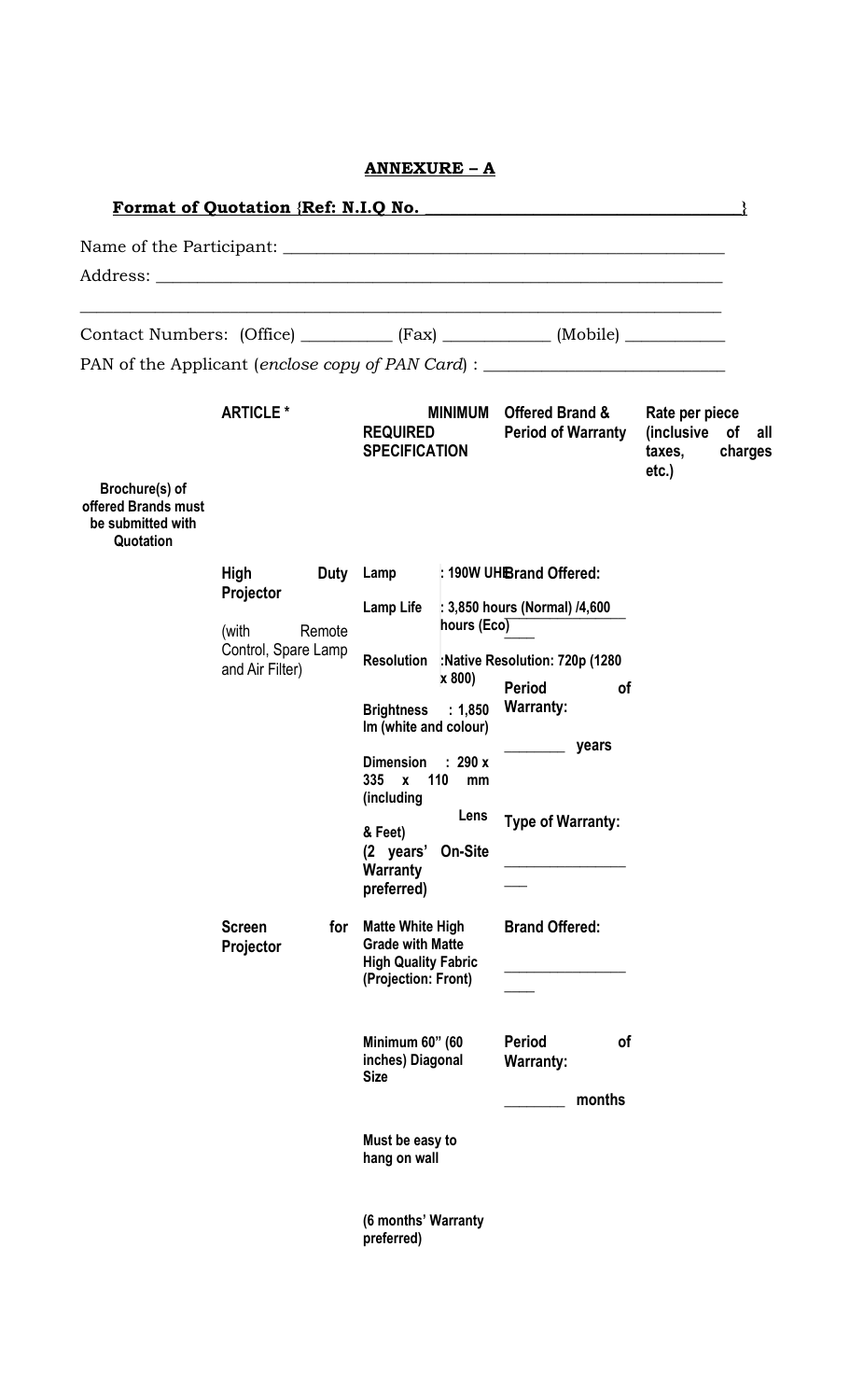# ANNEXURE – A

**Format of Quotation {Ref: N.I.Q No. ______________________________}**

Name of the Participant: ____________________________________________

Address: ______________________________________________________

______________________________________________________________

Contact Numbers: (Office) __________ (Fax) ___________ (Mobile) ___________

PAN of the Applicant (*enclose copy of PAN Card*) : __________________________

| Brochure(s) of offered Brands must be submitted with Quotation | ARTICLE * | MINIMUM REQUIRED SPECIFICATION | Offered Brand & Period of Warranty | Rate per piece (inclusive of all taxes, charges etc.) |
|---|---|---|---|---|
| | **High Duty Projector** (with Remote Control, Spare Lamp and Air Filter) | **Lamp : 190W UHE**<br>**Lamp Life : 3,850 hours (Normal) /4,600 hours (Eco)**<br>**Resolution :Native Resolution: 720p (1280 x 800)**<br>**Brightness : 1,850 lm (white and colour)**<br>**Dimension : 290 x 335 x 110 mm (including Lens & Feet)**<br>**(2 years' On-Site Warranty preferred)** | **Brand Offered:** ________________<br>**Period of Warranty:** ________ **years**<br>**Type of Warranty:** ________________ | |
| | **Screen for Projector** | **Matte White High Grade with Matte High Quality Fabric (Projection: Front)**<br>**Minimum 60" (60 inches) Diagonal Size**<br>**Must be easy to hang on wall**<br>**(6 months' Warranty preferred)** | **Brand Offered:** ________________<br>**Period of Warranty:** ________ **months** | |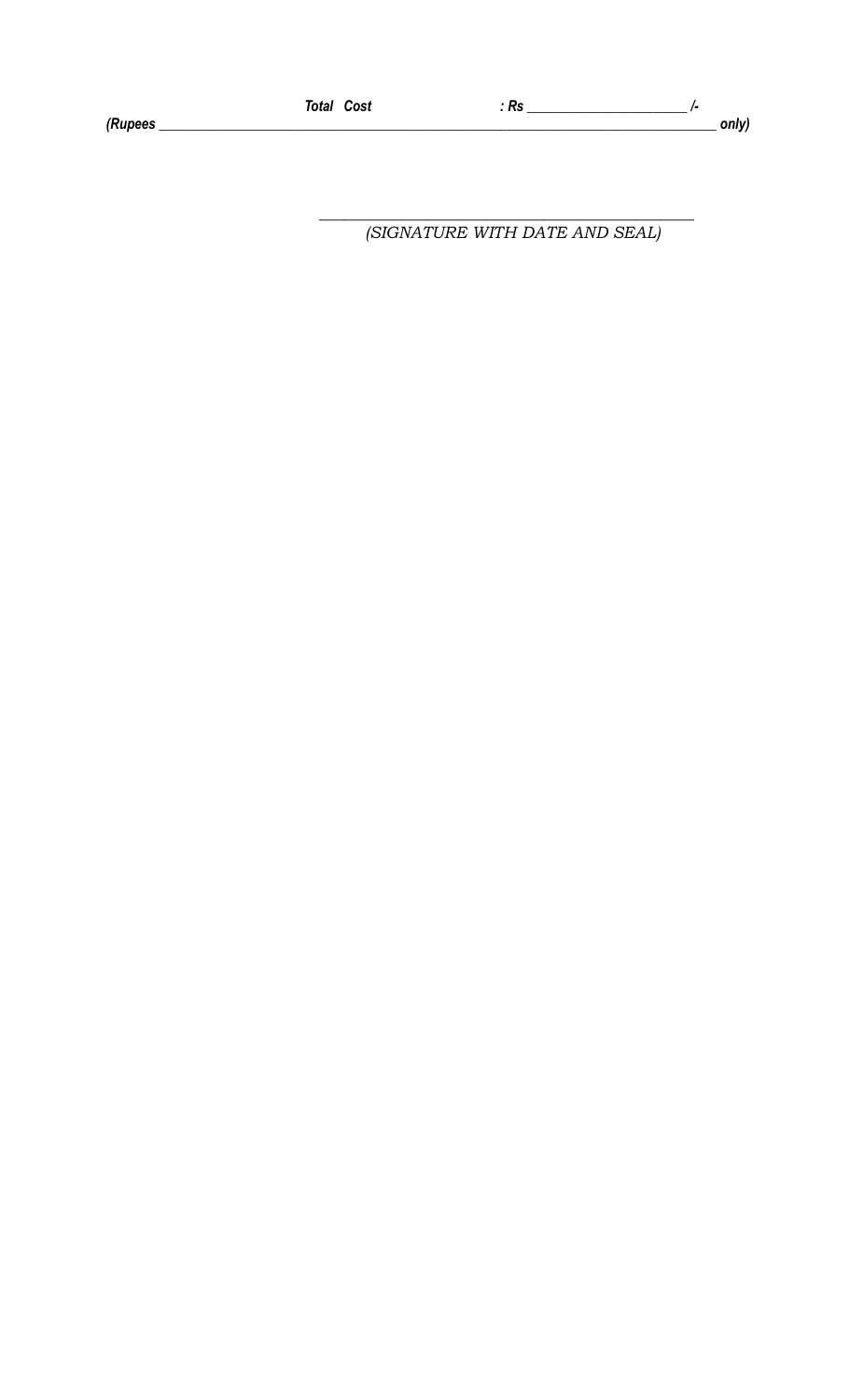***Total Cost*** ***: Rs _______________________ /-***

***(Rupees ______________________________________________________________________________ only)***

_____________________________________________

*(SIGNATURE WITH DATE AND SEAL)*